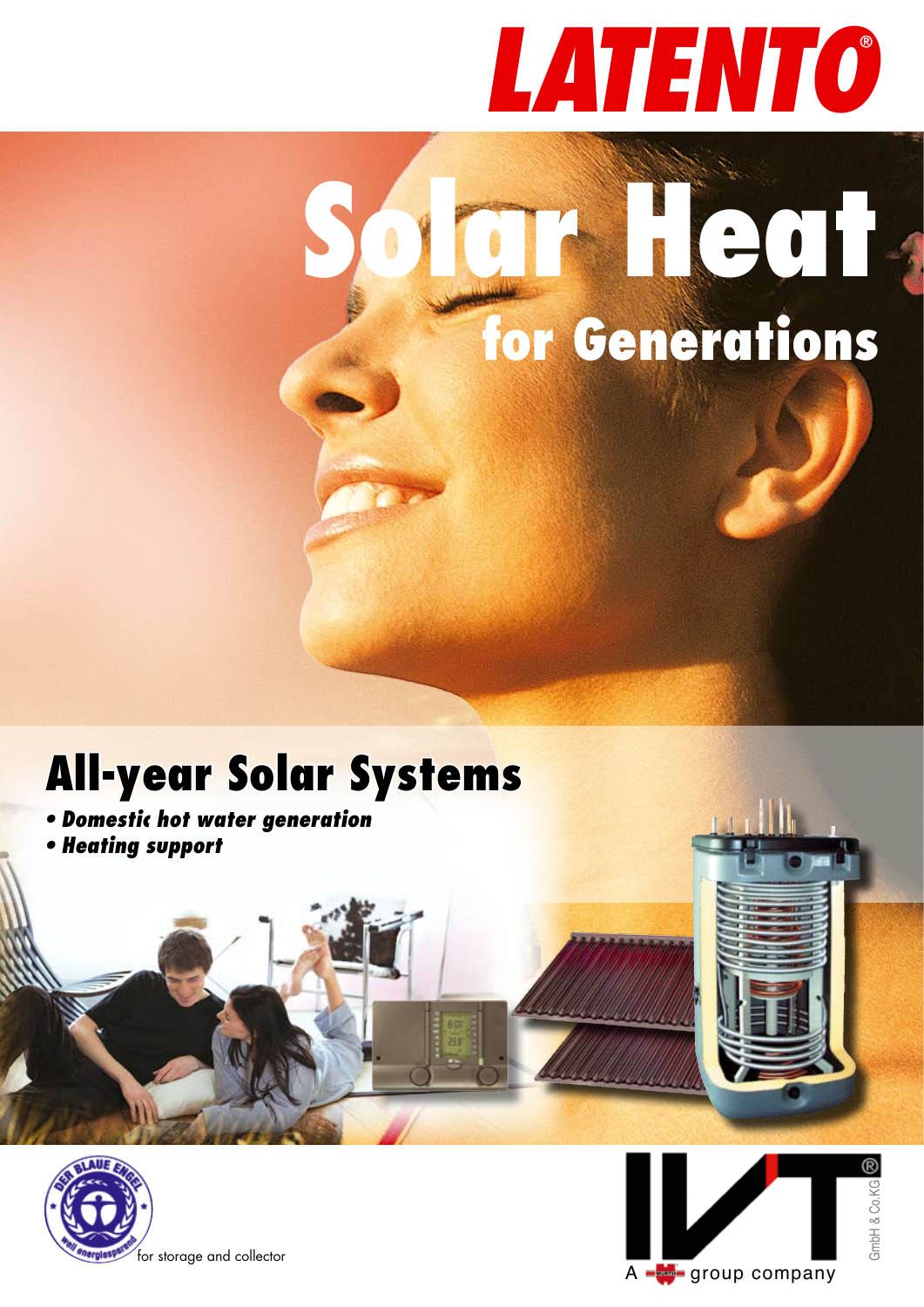# LATENTO®

# Solar Heat

## for Generations

## All-year Solar Systems

- *Domestic hot water generation*
- *Heating support*

for storage and collector

IVT® GmbH & Co.KG

A group company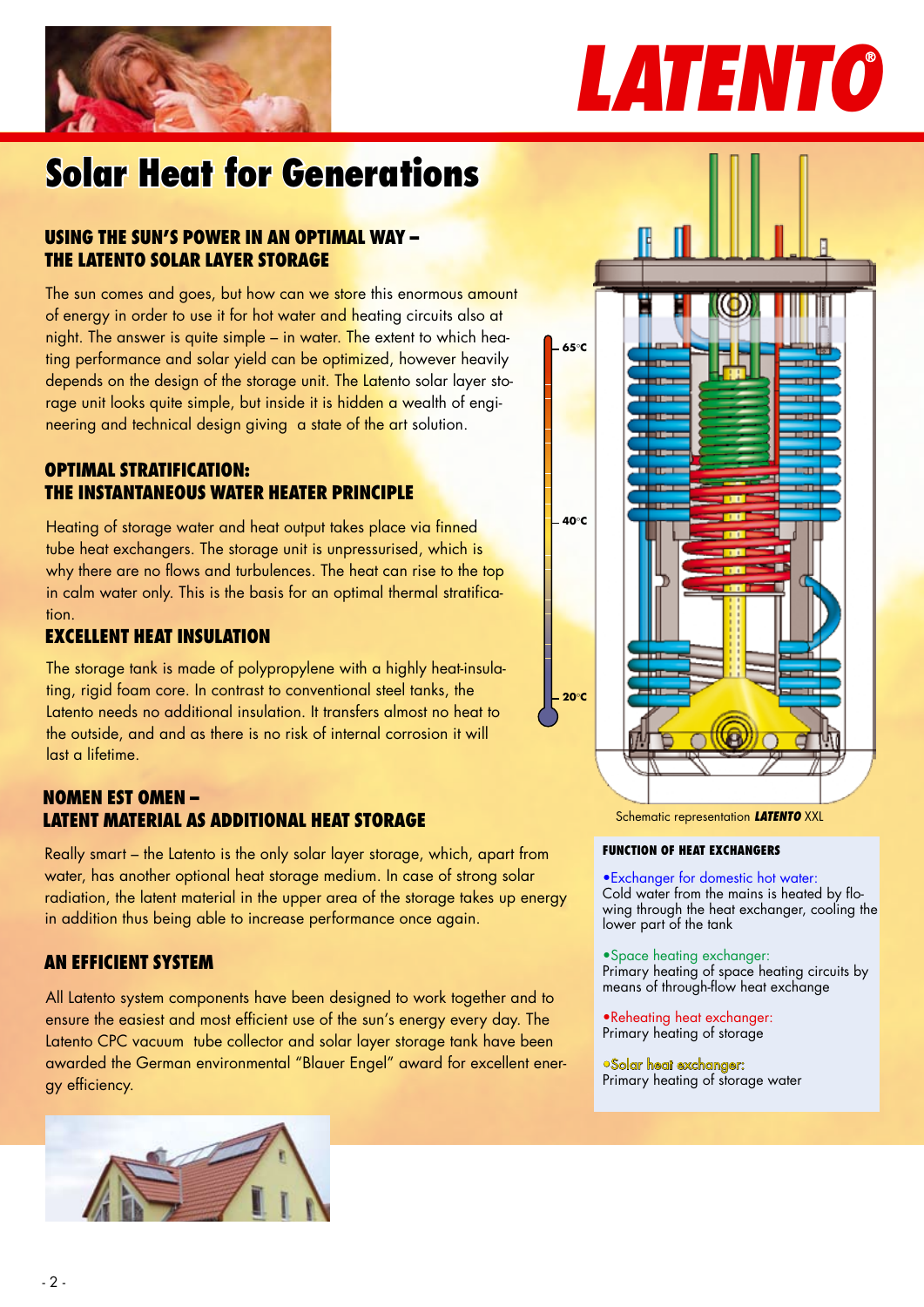# Solar Heat for Generations

## USING THE SUN'S POWER IN AN OPTIMAL WAY – THE LATENTO SOLAR LAYER STORAGE

The sun comes and goes, but how can we store this enormous amount of energy in order to use it for hot water and heating circuits also at night. The answer is quite simple – in water. The extent to which heating performance and solar yield can be optimized, however heavily depends on the design of the storage unit. The Latento solar layer storage unit looks quite simple, but inside it is hidden a wealth of engineering and technical design giving a state of the art solution.

## OPTIMAL STRATIFICATION: THE INSTANTANEOUS WATER HEATER PRINCIPLE

Heating of storage water and heat output takes place via finned tube heat exchangers. The storage unit is unpressurised, which is why there are no flows and turbulences. The heat can rise to the top in calm water only. This is the basis for an optimal thermal stratification.

## EXCELLENT HEAT INSULATION

The storage tank is made of polypropylene with a highly heat-insulating, rigid foam core. In contrast to conventional steel tanks, the Latento needs no additional insulation. It transfers almost no heat to the outside, and and as there is no risk of internal corrosion it will last a lifetime.

## NOMEN EST OMEN – LATENT MATERIAL AS ADDITIONAL HEAT STORAGE

Really smart – the Latento is the only solar layer storage, which, apart from water, has another optional heat storage medium. In case of strong solar radiation, the latent material in the upper area of the storage takes up energy in addition thus being able to increase performance once again.

## AN EFFICIENT SYSTEM

All Latento system components have been designed to work together and to ensure the easiest and most efficient use of the sun's energy every day. The Latento CPC vacuum tube collector and solar layer storage tank have been awarded the German environmental "Blauer Engel" award for excellent energy efficiency.

65°C

40°C

20°C

Schematic representation ***LATENTO*** XXL

### FUNCTION OF HEAT EXCHANGERS

- Exchanger for domestic hot water:
  Cold water from the mains is heated by flowing through the heat exchanger, cooling the lower part of the tank

- Space heating exchanger:
  Primary heating of space heating circuits by means of through-flow heat exchange

- Reheating heat exchanger:
  Primary heating of storage

- Solar heat exchanger:
  Primary heating of storage water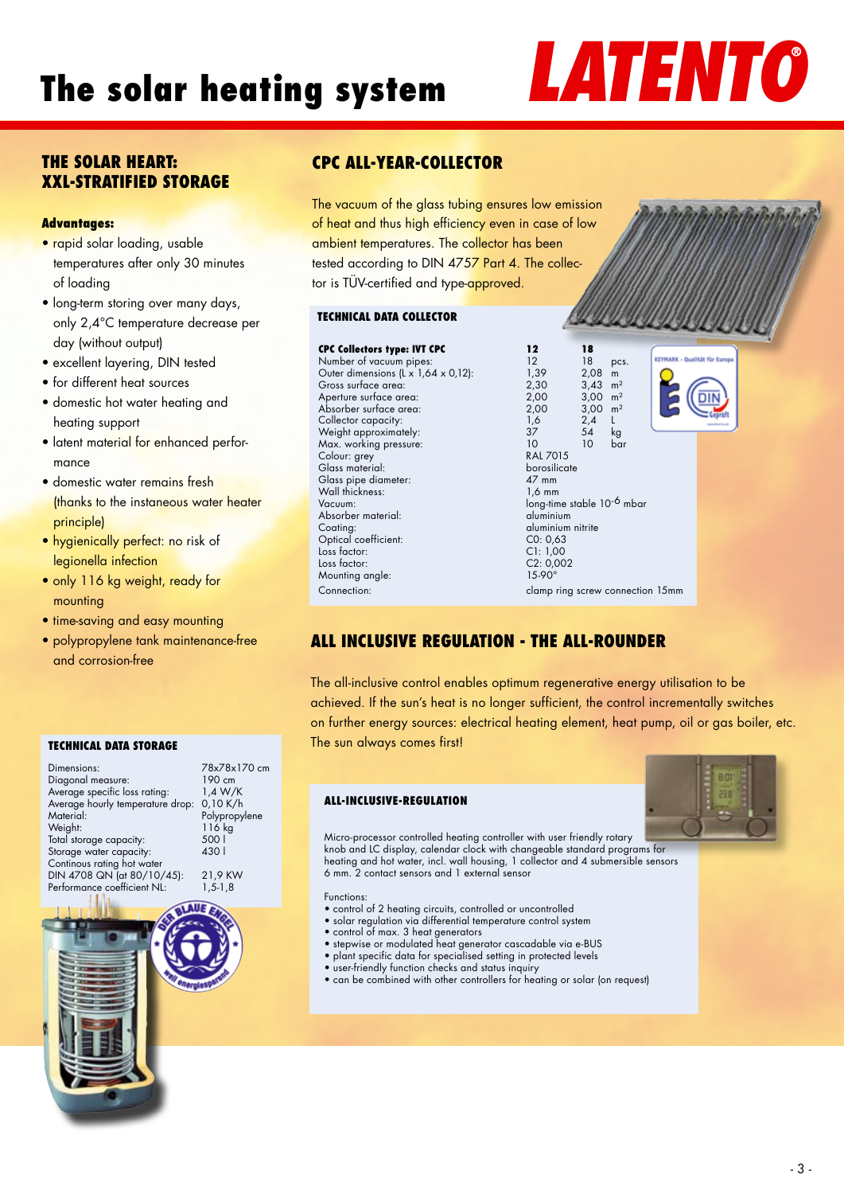# The solar heating system

LATENTO®

## THE SOLAR HEART: XXL-STRATIFIED STORAGE

**Advantages:**

- rapid solar loading, usable temperatures after only 30 minutes of loading
- long-term storing over many days, only 2,4°C temperature decrease per day (without output)
- excellent layering, DIN tested
- for different heat sources
- domestic hot water heating and heating support
- latent material for enhanced performance
- domestic water remains fresh (thanks to the instaneous water heater principle)
- hygienically perfect: no risk of legionella infection
- only 116 kg weight, ready for mounting
- time-saving and easy mounting
- polypropylene tank maintenance-free and corrosion-free

### TECHNICAL DATA STORAGE

| | |
|---|---|
| Dimensions: | 78x78x170 cm |
| Diagonal measure: | 190 cm |
| Average specific loss rating: | 1,4 W/K |
| Average hourly temperature drop: | 0,10 K/h |
| Material: | Polypropylene |
| Weight: | 116 kg |
| Total storage capacity: | 500 l |
| Storage water capacity: | 430 l |
| Continous rating hot water DIN 4708 QN (at 80/10/45): | 21,9 KW |
| Performance coefficient NL: | 1,5-1,8 |

## CPC ALL-YEAR-COLLECTOR

The vacuum of the glass tubing ensures low emission of heat and thus high efficiency even in case of low ambient temperatures. The collector has been tested according to DIN 4757 Part 4. The collector is TÜV-certified and type-approved.

### TECHNICAL DATA COLLECTOR

| **CPC Collectors type: IVT CPC** | **12** | **18** | |
|---|---|---|---|
| Number of vacuum pipes: | 12 | 18 | pcs. |
| Outer dimensions (L x 1,64 x 0,12): | 1,39 | 2,08 | m |
| Gross surface area: | 2,30 | 3,43 | m² |
| Aperture surface area: | 2,00 | 3,00 | m² |
| Absorber surface area: | 2,00 | 3,00 | m² |
| Collector capacity: | 1,6 | 2,4 | L |
| Weight approximately: | 37 | 54 | kg |
| Max. working pressure: | 10 | 10 | bar |
| Colour: grey | RAL 7015 | | |
| Glass material: | borosilicate | | |
| Glass pipe diameter: | 47 mm | | |
| Wall thickness: | 1,6 mm | | |
| Vacuum: | long-time stable $10^{-6}$ mbar | | |
| Absorber material: | aluminium | | |
| Coating: | aluminium nitrite | | |
| Optical coefficient: | C0: 0,63 | | |
| Loss factor: | C1: 1,00 | | |
| Loss factor: | C2: 0,002 | | |
| Mounting angle: | 15-90° | | |
| Connection: | clamp ring screw connection 15mm | | |

## ALL INCLUSIVE REGULATION - THE ALL-ROUNDER

The all-inclusive control enables optimum regenerative energy utilisation to be achieved. If the sun's heat is no longer sufficient, the control incrementally switches on further energy sources: electrical heating element, heat pump, oil or gas boiler, etc. The sun always comes first!

### ALL-INCLUSIVE-REGULATION

Micro-processor controlled heating controller with user friendly rotary knob and LC display, calendar clock with changeable standard programs for heating and hot water, incl. wall housing, 1 collector and 4 submersible sensors 6 mm. 2 contact sensors and 1 external sensor

Functions:

- control of 2 heating circuits, controlled or uncontrolled
- solar regulation via differential temperature control system
- control of max. 3 heat generators
- stepwise or modulated heat generator cascadable via e-BUS
- plant specific data for specialised setting in protected levels
- user-friendly function checks and status inquiry
- can be combined with other controllers for heating or solar (on request)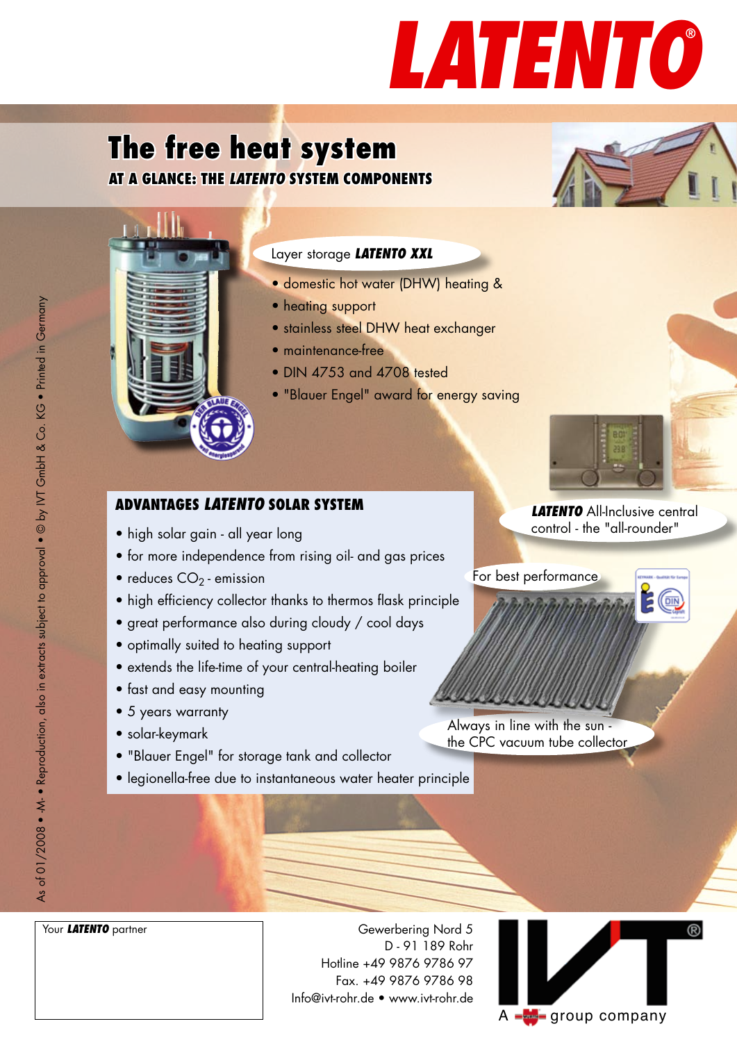# LATENTO®

## The free heat system

### AT A GLANCE: THE *LATENTO* SYSTEM COMPONENTS

Layer storage ***LATENTO XXL***

- domestic hot water (DHW) heating &
- heating support
- stainless steel DHW heat exchanger
- maintenance-free
- DIN 4753 and 4708 tested
- "Blauer Engel" award for energy saving

***LATENTO*** All-Inclusive central control - the "all-rounder"

For best performance

Always in line with the sun - the CPC vacuum tube collector

### ADVANTAGES *LATENTO* SOLAR SYSTEM

- high solar gain - all year long
- for more independence from rising oil- and gas prices
- reduces $CO_2$ - emission
- high efficiency collector thanks to thermos flask principle
- great performance also during cloudy / cool days
- optimally suited to heating support
- extends the life-time of your central-heating boiler
- fast and easy mounting
- 5 years warranty
- solar-keymark
- "Blauer Engel" for storage tank and collector
- legionella-free due to instantaneous water heater principle

As of 01/2008 • -M- • Reproduction, also in extracts subject to approval • © by IVT GmbH & Co. KG • Printed in Germany

Your ***LATENTO*** partner

Gewerbering Nord 5
D - 91 189 Rohr
Hotline +49 9876 9786 97
Fax. +49 9876 9786 98
Info@ivt-rohr.de • www.ivt-rohr.de

IVT® A group company